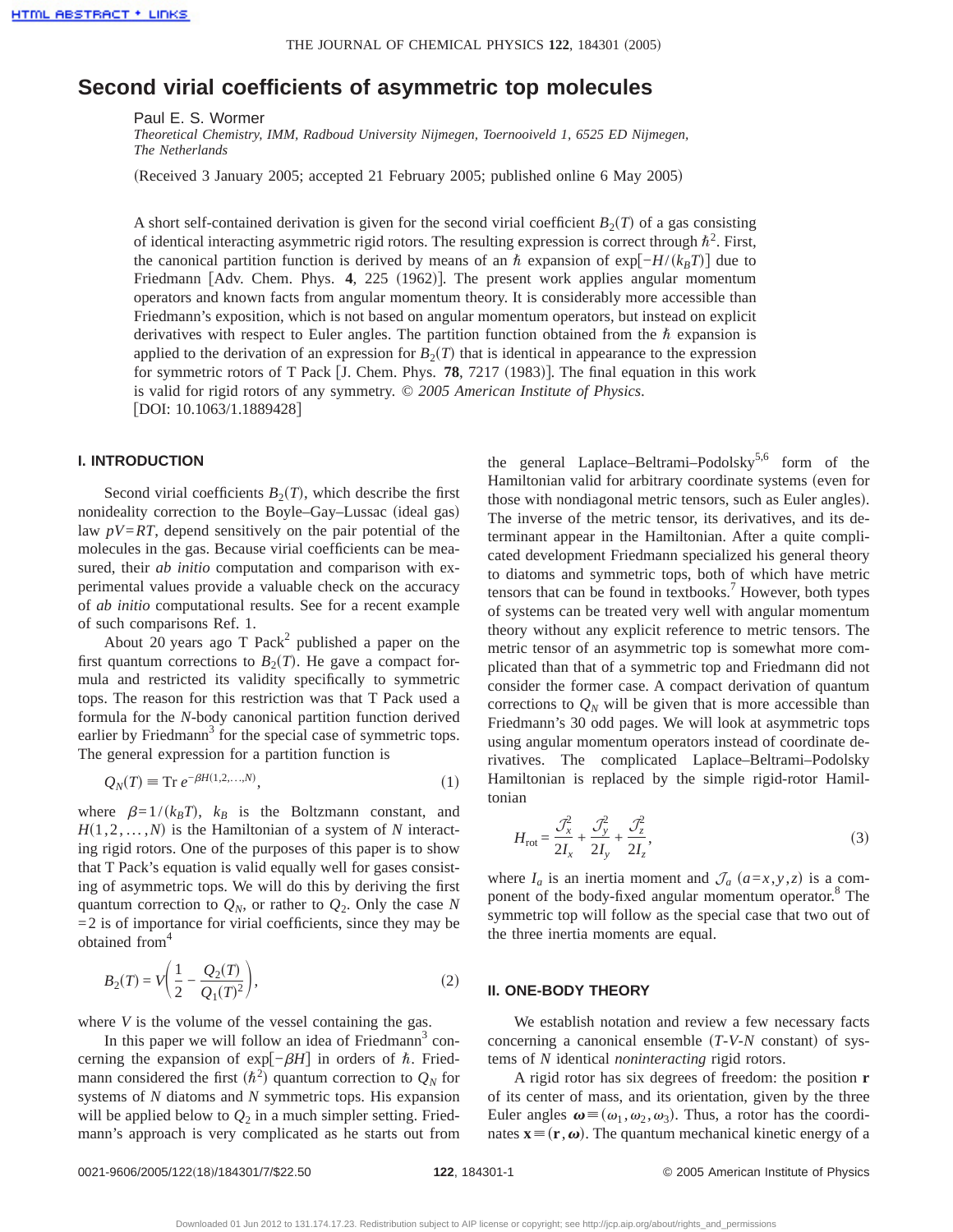# Second virial coefficients of asymmetric top molecules

Paul E. S. Wormer

*Theoretical Chemistry, IMM, Radboud University Nijmegen, Toernooiveld 1, 6525 ED Nijmegen, The Netherlands*

(Received 3 January 2005; accepted 21 February 2005; published online 6 May 2005)

A short self-contained derivation is given for the second virial coefficient $B_2(T)$ of a gas consisting of identical interacting asymmetric rigid rotors. The resulting expression is correct through $\hbar^2$. First, the canonical partition function is derived by means of an $\hbar$ expansion of $\exp[-H/(k_BT)]$ due to Friedmann [Adv. Chem. Phys. **4**, 225 (1962)]. The present work applies angular momentum operators and known facts from angular momentum theory. It is considerably more accessible than Friedmann's exposition, which is not based on angular momentum operators, but instead on explicit derivatives with respect to Euler angles. The partition function obtained from the $\hbar$ expansion is applied to the derivation of an expression for $B_2(T)$ that is identical in appearance to the expression for symmetric rotors of T Pack [J. Chem. Phys. **78**, 7217 (1983)]. The final equation in this work is valid for rigid rotors of any symmetry. *© 2005 American Institute of Physics.* [DOI: 10.1063/1.1889428]

## I. INTRODUCTION

Second virial coefficients $B_2(T)$, which describe the first nonideality correction to the Boyle–Gay–Lussac (ideal gas) law $pV=RT$, depend sensitively on the pair potential of the molecules in the gas. Because virial coefficients can be measured, their *ab initio* computation and comparison with experimental values provide a valuable check on the accuracy of *ab initio* computational results. See for a recent example of such comparisons Ref. 1.

About 20 years ago T Pack[2] published a paper on the first quantum corrections to $B_2(T)$. He gave a compact formula and restricted its validity specifically to symmetric tops. The reason for this restriction was that T Pack used a formula for the $N$-body canonical partition function derived earlier by Friedmann[3] for the special case of symmetric tops. The general expression for a partition function is

$$Q_N(T) \equiv \mathrm{Tr}\, e^{-\beta H(1,2,\ldots,N)}, \tag{1}$$

where $\beta=1/(k_BT)$, $k_B$ is the Boltzmann constant, and $H(1,2,\ldots,N)$ is the Hamiltonian of a system of $N$ interacting rigid rotors. One of the purposes of this paper is to show that T Pack's equation is valid equally well for gases consisting of asymmetric tops. We will do this by deriving the first quantum correction to $Q_N$, or rather to $Q_2$. Only the case $N=2$ is of importance for virial coefficients, since they may be obtained from[4]

$$B_2(T) = V\left(\frac{1}{2} - \frac{Q_2(T)}{Q_1(T)^2}\right), \tag{2}$$

where $V$ is the volume of the vessel containing the gas.

In this paper we will follow an idea of Friedmann[3] concerning the expansion of $\exp[-\beta H]$ in orders of $\hbar$. Friedmann considered the first ($\hbar^2$) quantum correction to $Q_N$ for systems of $N$ diatoms and $N$ symmetric tops. His expansion will be applied below to $Q_2$ in a much simpler setting. Friedmann's approach is very complicated as he starts out from the general Laplace–Beltrami–Podolsky[5,6] form of the Hamiltonian valid for arbitrary coordinate systems (even for those with nondiagonal metric tensors, such as Euler angles). The inverse of the metric tensor, its derivatives, and its determinant appear in the Hamiltonian. After a quite complicated development Friedmann specialized his general theory to diatoms and symmetric tops, both of which have metric tensors that can be found in textbooks.[7] However, both types of systems can be treated very well with angular momentum theory without any explicit reference to metric tensors. The metric tensor of an asymmetric top is somewhat more complicated than that of a symmetric top and Friedmann did not consider the former case. A compact derivation of quantum corrections to $Q_N$ will be given that is more accessible than Friedmann's 30 odd pages. We will look at asymmetric tops using angular momentum operators instead of coordinate derivatives. The complicated Laplace–Beltrami–Podolsky Hamiltonian is replaced by the simple rigid-rotor Hamiltonian

$$H_{\mathrm{rot}} = \frac{\mathcal{J}_x^2}{2I_x} + \frac{\mathcal{J}_y^2}{2I_y} + \frac{\mathcal{J}_z^2}{2I_z}, \tag{3}$$

where $I_a$ is an inertia moment and $\mathcal{J}_a$ ($a=x,y,z$) is a component of the body-fixed angular momentum operator.[8] The symmetric top will follow as the special case that two out of the three inertia moments are equal.

## II. ONE-BODY THEORY

We establish notation and review a few necessary facts concerning a canonical ensemble ($T$-$V$-$N$ constant) of systems of $N$ identical *noninteracting* rigid rotors.

A rigid rotor has six degrees of freedom: the position $\mathbf{r}$ of its center of mass, and its orientation, given by the three Euler angles $\boldsymbol{\omega} \equiv (\omega_1, \omega_2, \omega_3)$. Thus, a rotor has the coordinates $\mathbf{x} \equiv (\mathbf{r}, \boldsymbol{\omega})$. The quantum mechanical kinetic energy of a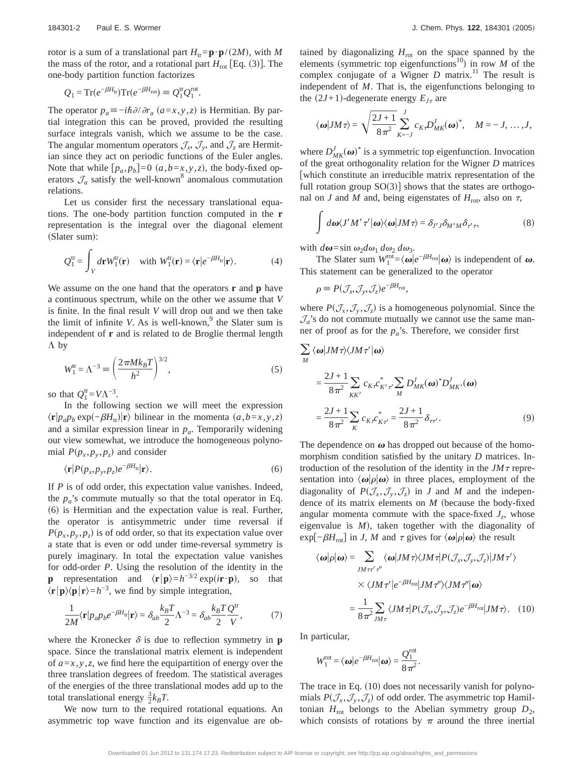rotor is a sum of a translational part $H_{\rm tr}=\mathbf{p}\cdot\mathbf{p}/(2M)$, with $M$ the mass of the rotor, and a rotational part $H_{\rm rot}$ [Eq. (3)]. The one-body partition function factorizes

$$Q_1 = \mathrm{Tr}(e^{-\beta H_{\rm tr}})\mathrm{Tr}(e^{-\beta H_{\rm rot}}) \equiv Q_1^{\rm tr}Q_1^{\rm rot}.$$

The operator $p_a \equiv -i\hbar\partial/\partial r_a$ $(a=x,y,z)$ is Hermitian. By partial integration this can be proved, provided the resulting surface integrals vanish, which we assume to be the case. The angular momentum operators $\mathcal{J}_x$, $\mathcal{J}_y$, and $\mathcal{J}_z$ are Hermitian since they act on periodic functions of the Euler angles. Note that while $[p_a,p_b]=0$ $(a,b=x,y,z)$, the body-fixed operators $\mathcal{J}_a$ satisfy the well-known[8] anomalous commutation relations.

Let us consider first the necessary translational equations. The one-body partition function computed in the $\mathbf{r}$ representation is the integral over the diagonal element (Slater sum):

$$Q_1^{\rm tr} = \int_V d\mathbf{r}\, W_1^{\rm tr}(\mathbf{r}) \quad \text{with } W_1^{\rm tr}(\mathbf{r}) = \langle \mathbf{r}|e^{-\beta H_{\rm tr}}|\mathbf{r}\rangle. \tag{4}$$

We assume on the one hand that the operators $\mathbf{r}$ and $\mathbf{p}$ have a continuous spectrum, while on the other we assume that $V$ is finite. In the final result $V$ will drop out and we then take the limit of infinite $V$. As is well-known,[9] the Slater sum is independent of $\mathbf{r}$ and is related to de Broglie thermal length $\Lambda$ by

$$W_1^{\rm tr} = \Lambda^{-3} \equiv \left(\frac{2\pi M k_B T}{h^2}\right)^{3/2}, \tag{5}$$

so that $Q_1^{\rm tr}=V\Lambda^{-3}$.

In the following section we will meet the expression $\langle \mathbf{r}|p_a p_b \exp(-\beta H_{\rm tr})|\mathbf{r}\rangle$ bilinear in the momenta $(a,b=x,y,z)$ and a similar expression linear in $p_a$. Temporarily widening our view somewhat, we introduce the homogeneous polynomial $P(p_x,p_y,p_z)$ and consider

$$\langle \mathbf{r}|P(p_x,p_y,p_z)e^{-\beta H_{\rm tr}}|\mathbf{r}\rangle. \tag{6}$$

If $P$ is of odd order, this expectation value vanishes. Indeed, the $p_a$'s commute mutually so that the total operator in Eq. (6) is Hermitian and the expectation value is real. Further, the operator is antisymmetric under time reversal if $P(p_x,p_y,p_z)$ is of odd order, so that its expectation value over a state that is even or odd under time-reversal symmetry is purely imaginary. In total the expectation value vanishes for odd-order $P$. Using the resolution of the identity in the $\mathbf{p}$ representation and $\langle \mathbf{r}|\mathbf{p}\rangle = h^{-3/2}\exp(i\mathbf{r}\cdot\mathbf{p})$, so that $\langle \mathbf{r}|\mathbf{p}\rangle\langle \mathbf{p}|\mathbf{r}\rangle = h^{-3}$, we find by simple integration,

$$\frac{1}{2M}\langle \mathbf{r}|p_a p_b e^{-\beta H_{\rm tr}}|\mathbf{r}\rangle = \delta_{ab}\frac{k_B T}{2}\Lambda^{-3} = \delta_{ab}\frac{k_B T}{2}\frac{Q^{\rm tr}}{V}, \tag{7}$$

where the Kronecker $\delta$ is due to reflection symmetry in $\mathbf{p}$ space. Since the translational matrix element is independent of $a=x,y,z$, we find here the equipartition of energy over the three translation degrees of freedom. The statistical averages of the energies of the three translational modes add up to the total translational energy $\frac{3}{2}k_B T$.

We now turn to the required rotational equations. An asymmetric top wave function and its eigenvalue are obtained by diagonalizing $H_{\rm rot}$ on the space spanned by the elements (symmetric top eigenfunctions[10]) in row $M$ of the complex conjugate of a Wigner $D$ matrix.[11] The result is independent of $M$. That is, the eigenfunctions belonging to the $(2J+1)$-degenerate energy $E_{J\tau}$ are

$$\langle \boldsymbol{\omega}|JM\tau\rangle = \sqrt{\frac{2J+1}{8\pi^2}}\sum_{K=-J}^{J} c_{K\tau} D^J_{MK}(\boldsymbol{\omega})^*, \quad M=-J,\ldots,J,$$

where $D^J_{MK}(\boldsymbol{\omega})^*$ is a symmetric top eigenfunction. Invocation of the great orthogonality relation for the Wigner $D$ matrices [which constitute an irreducible matrix representation of the full rotation group SO(3)] shows that the states are orthogonal on $J$ and $M$ and, being eigenstates of $H_{\rm rot}$, also on $\tau$,

$$\int d\boldsymbol{\omega}\langle J'M'\tau'|\boldsymbol{\omega}\rangle\langle \boldsymbol{\omega}|JM\tau\rangle = \delta_{J'J}\delta_{M'M}\delta_{\tau'\tau}, \tag{8}$$

with $d\boldsymbol{\omega}=\sin\omega_2 d\omega_1\, d\omega_2\, d\omega_3$.

The Slater sum $W_1^{\rm rot}=\langle \boldsymbol{\omega}|e^{-\beta H_{\rm rot}}|\boldsymbol{\omega}\rangle$ is independent of $\boldsymbol{\omega}$. This statement can be generalized to the operator

$$\rho \equiv P(\mathcal{J}_x,\mathcal{J}_y,\mathcal{J}_z)e^{-\beta H_{\rm rot}},$$

where $P(\mathcal{J}_x,\mathcal{J}_y,\mathcal{J}_z)$ is a homogeneous polynomial. Since the $\mathcal{J}_a$'s do not commute mutually we cannot use the same manner of proof as for the $p_a$'s. Therefore, we consider first

$$\begin{aligned}
\sum_M \langle \boldsymbol{\omega}|JM\tau\rangle\langle JM\tau'|\boldsymbol{\omega}\rangle
&= \frac{2J+1}{8\pi^2}\sum_{KK'} c_{K\tau}c^*_{K'\tau'}\sum_M D^J_{MK}(\boldsymbol{\omega})^* D^J_{MK'}(\boldsymbol{\omega}) \\
&= \frac{2J+1}{8\pi^2}\sum_K c_{K\tau}c^*_{K\tau'} = \frac{2J+1}{8\pi^2}\delta_{\tau\tau'}.
\end{aligned} \tag{9}$$

The dependence on $\boldsymbol{\omega}$ has dropped out because of the homomorphism condition satisfied by the unitary $D$ matrices. Introduction of the resolution of the identity in the $JM\tau$ representation into $\langle \boldsymbol{\omega}|\rho|\boldsymbol{\omega}\rangle$ in three places, employment of the diagonality of $P(\mathcal{J}_x,\mathcal{J}_y,\mathcal{J}_z)$ in $J$ and $M$ and the independence of its matrix elements on $M$ (because the body-fixed angular momenta commute with the space-fixed $J_z$, whose eigenvalue is $M$), taken together with the diagonality of $\exp[-\beta H_{\rm rot}]$ in $J$, $M$ and $\tau$ gives for $\langle \boldsymbol{\omega}|\rho|\boldsymbol{\omega}\rangle$ the result

$$\begin{aligned}
\langle \boldsymbol{\omega}|\rho|\boldsymbol{\omega}\rangle &= \sum_{JM\tau\tau'\tau''}\langle \boldsymbol{\omega}|JM\tau\rangle\langle JM\tau|P(\mathcal{J}_x,\mathcal{J}_y,\mathcal{J}_z)|JM\tau'\rangle \\
&\quad\times\langle JM\tau'|e^{-\beta H_{\rm rot}}|JM\tau''\rangle\langle JM\tau''|\boldsymbol{\omega}\rangle \\
&= \frac{1}{8\pi^2}\sum_{JM\tau}\langle JM\tau|P(\mathcal{J}_x,\mathcal{J}_y,\mathcal{J}_z)e^{-\beta H_{\rm rot}}|JM\tau\rangle.
\end{aligned} \tag{10}$$

In particular,

$$W_1^{\rm rot} = \langle \boldsymbol{\omega}|e^{-\beta H_{\rm rot}}|\boldsymbol{\omega}\rangle = \frac{Q_1^{\rm rot}}{8\pi^2}.$$

The trace in Eq. (10) does not necessarily vanish for polynomials $P(\mathcal{J}_x,\mathcal{J}_y,\mathcal{J}_z)$ of odd order. The asymmetric top Hamiltonian $H_{\rm rot}$ belongs to the Abelian symmetry group $D_2$, which consists of rotations by $\pi$ around the three inertial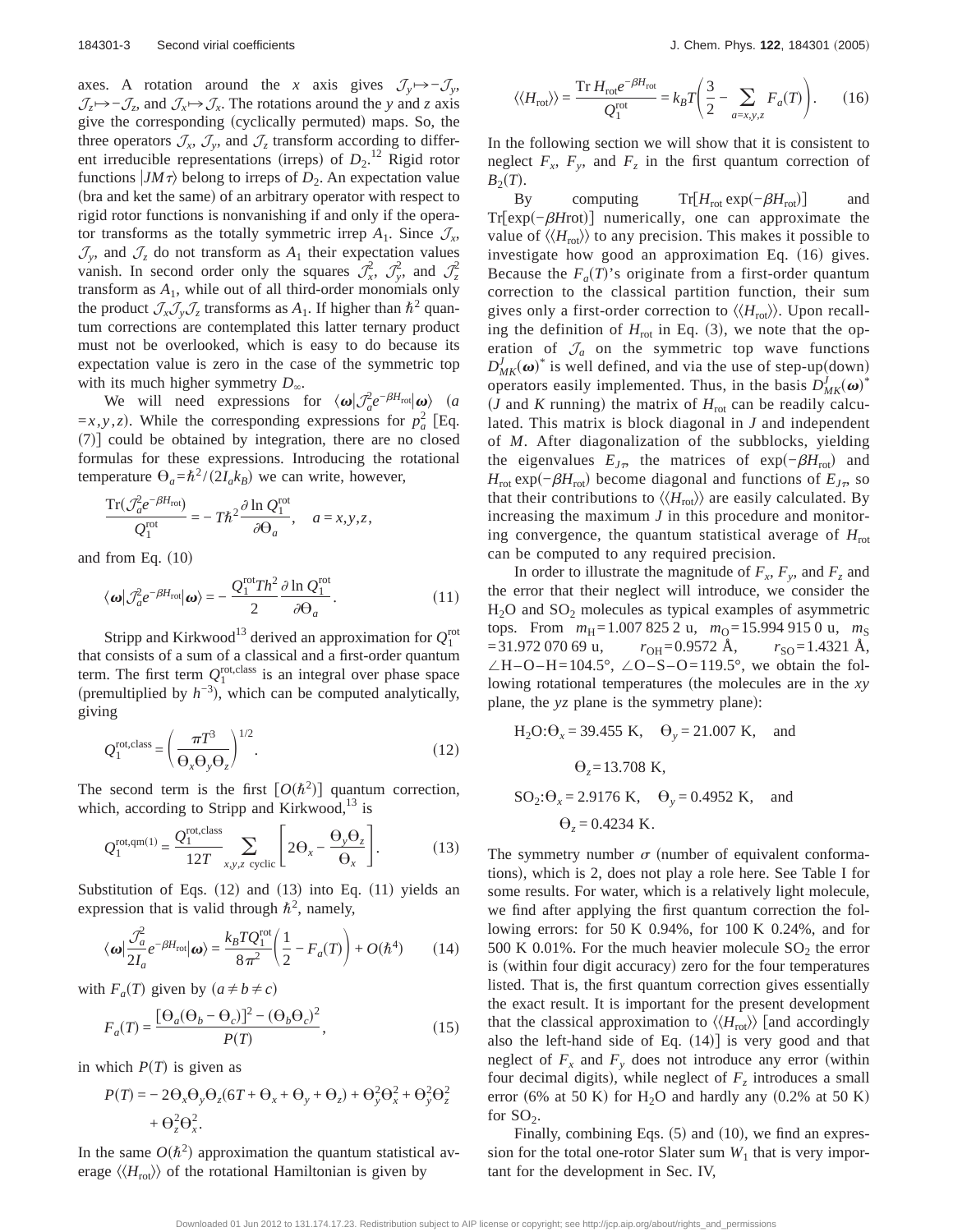axes. A rotation around the $x$ axis gives $\mathcal{J}_y \mapsto -\mathcal{J}_y$, $\mathcal{J}_z \mapsto -\mathcal{J}_z$, and $\mathcal{J}_x \mapsto \mathcal{J}_x$. The rotations around the $y$ and $z$ axis give the corresponding (cyclically permuted) maps. So, the three operators $\mathcal{J}_x$, $\mathcal{J}_y$, and $\mathcal{J}_z$ transform according to different irreducible representations (irreps) of $D_2$.[12] Rigid rotor functions $|JM\tau\rangle$ belong to irreps of $D_2$. An expectation value (bra and ket the same) of an arbitrary operator with respect to rigid rotor functions is nonvanishing if and only if the operator transforms as the totally symmetric irrep $A_1$. Since $\mathcal{J}_x$, $\mathcal{J}_y$, and $\mathcal{J}_z$ do not transform as $A_1$ their expectation values vanish. In second order only the squares $\mathcal{J}_x^2$, $\mathcal{J}_y^2$, and $\mathcal{J}_z^2$ transform as $A_1$, while out of all third-order monomials only the product $\mathcal{J}_x\mathcal{J}_y\mathcal{J}_z$ transforms as $A_1$. If higher than $\hbar^2$ quantum corrections are contemplated this latter ternary product must not be overlooked, which is easy to do because its expectation value is zero in the case of the symmetric top with its much higher symmetry $D_\infty$.

We will need expressions for $\langle \boldsymbol{\omega} | \mathcal{J}_a^2 e^{-\beta H_{\rm rot}} | \boldsymbol{\omega} \rangle$ ($a = x, y, z$). While the corresponding expressions for $p_a^2$ [Eq. (7)] could be obtained by integration, there are no closed formulas for these expressions. Introducing the rotational temperature $\Theta_a = \hbar^2/(2I_a k_B)$ we can write, however,

$$\frac{\mathrm{Tr}(\mathcal{J}_a^2 e^{-\beta H_{\rm rot}})}{Q_1^{\rm rot}} = -T\hbar^2 \frac{\partial \ln Q_1^{\rm rot}}{\partial \Theta_a}, \quad a = x, y, z,$$

and from Eq. (10)

$$\langle \boldsymbol{\omega} | \mathcal{J}_a^2 e^{-\beta H_{\rm rot}} | \boldsymbol{\omega} \rangle = -\frac{Q_1^{\rm rot} T \hbar^2}{2} \frac{\partial \ln Q_1^{\rm rot}}{\partial \Theta_a}. \tag{11}$$

Stripp and Kirkwood[13] derived an approximation for $Q_1^{\rm rot}$ that consists of a sum of a classical and a first-order quantum term. The first term $Q_1^{\rm rot,class}$ is an integral over phase space (premultiplied by $h^{-3}$), which can be computed analytically, giving

$$Q_1^{\rm rot,class} = \left( \frac{\pi T^3}{\Theta_x \Theta_y \Theta_z} \right)^{1/2}. \tag{12}$$

The second term is the first $[O(\hbar^2)]$ quantum correction, which, according to Stripp and Kirkwood,[13] is

$$Q_1^{\rm rot,qm(1)} = \frac{Q_1^{\rm rot,class}}{12T} \sum_{x,y,z \ \rm cyclic} \left[ 2\Theta_x - \frac{\Theta_y \Theta_z}{\Theta_x} \right]. \tag{13}$$

Substitution of Eqs. (12) and (13) into Eq. (11) yields an expression that is valid through $\hbar^2$, namely,

$$\langle \boldsymbol{\omega} | \frac{\mathcal{J}_a^2}{2I_a} e^{-\beta H_{\rm rot}} | \boldsymbol{\omega} \rangle = \frac{k_B T Q_1^{\rm rot}}{8\pi^2} \left( \frac{1}{2} - F_a(T) \right) + O(\hbar^4) \tag{14}$$

with $F_a(T)$ given by ($a \neq b \neq c$)

$$F_a(T) = \frac{[\Theta_a(\Theta_b - \Theta_c)]^2 - (\Theta_b \Theta_c)^2}{P(T)}, \tag{15}$$

in which $P(T)$ is given as

$$P(T) = -2\Theta_x\Theta_y\Theta_z(6T + \Theta_x + \Theta_y + \Theta_z) + \Theta_y^2\Theta_x^2 + \Theta_y^2\Theta_z^2 + \Theta_z^2\Theta_x^2.$$

In the same $O(\hbar^2)$ approximation the quantum statistical average $\langle\langle H_{\rm rot} \rangle\rangle$ of the rotational Hamiltonian is given by

$$\langle\langle H_{\rm rot} \rangle\rangle = \frac{\mathrm{Tr}\, H_{\rm rot} e^{-\beta H_{\rm rot}}}{Q_1^{\rm rot}} = k_B T \left( \frac{3}{2} - \sum_{a=x,y,z} F_a(T) \right). \tag{16}$$

In the following section we will show that it is consistent to neglect $F_x$, $F_y$, and $F_z$ in the first quantum correction of $B_2(T)$.

By computing $\mathrm{Tr}[H_{\rm rot} \exp(-\beta H_{\rm rot})]$ and $\mathrm{Tr}[\exp(-\beta H \mathrm{rot})]$ numerically, one can approximate the value of $\langle\langle H_{\rm rot} \rangle\rangle$ to any precision. This makes it possible to investigate how good an approximation Eq. (16) gives. Because the $F_a(T)$'s originate from a first-order quantum correction to the classical partition function, their sum gives only a first-order correction to $\langle\langle H_{\rm rot} \rangle\rangle$. Upon recalling the definition of $H_{\rm rot}$ in Eq. (3), we note that the operation of $\mathcal{J}_a$ on the symmetric top wave functions $D_{MK}^J(\boldsymbol{\omega})^*$ is well defined, and via the use of step-up(down) operators easily implemented. Thus, in the basis $D_{MK}^J(\boldsymbol{\omega})^*$ ($J$ and $K$ running) the matrix of $H_{\rm rot}$ can be readily calculated. This matrix is block diagonal in $J$ and independent of $M$. After diagonalization of the subblocks, yielding the eigenvalues $E_{J\tau}$, the matrices of $\exp(-\beta H_{\rm rot})$ and $H_{\rm rot} \exp(-\beta H_{\rm rot})$ become diagonal and functions of $E_{J\tau}$, so that their contributions to $\langle\langle H_{\rm rot} \rangle\rangle$ are easily calculated. By increasing the maximum $J$ in this procedure and monitoring convergence, the quantum statistical average of $H_{\rm rot}$ can be computed to any required precision.

In order to illustrate the magnitude of $F_x$, $F_y$, and $F_z$ and the error that their neglect will introduce, we consider the $H_2O$ and $SO_2$ molecules as typical examples of asymmetric tops. From $m_{\rm H} = 1.007\,825\,2$ u, $m_{\rm O} = 15.994\,915\,0$ u, $m_{\rm S} = 31.972\,070\,69$ u, $r_{\rm OH} = 0.9572$ Å, $r_{\rm SO} = 1.4321$ Å, $\angle$H–O–H$=104.5°$, $\angle$O–S–O$=119.5°$, we obtain the following rotational temperatures (the molecules are in the $xy$ plane, the $yz$ plane is the symmetry plane):

$$H_2O: \Theta_x = 39.455 \text{ K}, \quad \Theta_y = 21.007 \text{ K}, \quad \text{and}$$
$$\Theta_z = 13.708 \text{ K},$$
$$SO_2: \Theta_x = 2.9176 \text{ K}, \quad \Theta_y = 0.4952 \text{ K}, \quad \text{and}$$
$$\Theta_z = 0.4234 \text{ K}.$$

The symmetry number $\sigma$ (number of equivalent conformations), which is 2, does not play a role here. See Table I for some results. For water, which is a relatively light molecule, we find after applying the first quantum correction the following errors: for 50 K 0.94%, for 100 K 0.24%, and for 500 K 0.01%. For the much heavier molecule $SO_2$ the error is (within four digit accuracy) zero for the four temperatures listed. That is, the first quantum correction gives essentially the exact result. It is important for the present development that the classical approximation to $\langle\langle H_{\rm rot} \rangle\rangle$ [and accordingly also the left-hand side of Eq. (14)] is very good and that neglect of $F_x$ and $F_y$ does not introduce any error (within four decimal digits), while neglect of $F_z$ introduces a small error (6% at 50 K) for $H_2O$ and hardly any (0.2% at 50 K) for $SO_2$.

Finally, combining Eqs. (5) and (10), we find an expression for the total one-rotor Slater sum $W_1$ that is very important for the development in Sec. IV,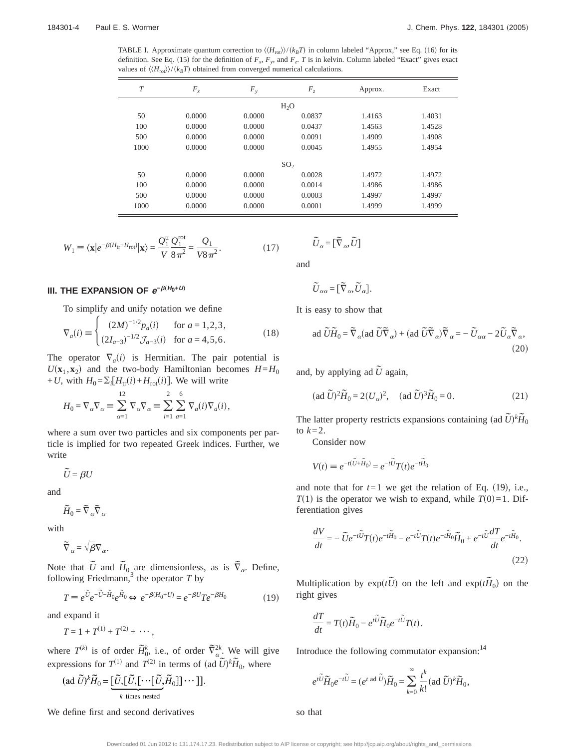TABLE I. Approximate quantum correction to $\langle\langle H_{\rm rot}\rangle\rangle/(k_BT)$ in column labeled "Approx," see Eq. (16) for its definition. See Eq. (15) for the definition of $F_x$, $F_y$, and $F_z$. $T$ is in kelvin. Column labeled "Exact" gives exact values of $\langle\langle H_{\rm rot}\rangle\rangle/(k_BT)$ obtained from converged numerical calculations.

| $T$ | $F_x$ | $F_y$ | $F_z$ | Approx. | Exact |
|---|---|---|---|---|---|
| | | | $H_2O$ | | |
| 50 | 0.0000 | 0.0000 | 0.0837 | 1.4163 | 1.4031 |
| 100 | 0.0000 | 0.0000 | 0.0437 | 1.4563 | 1.4528 |
| 500 | 0.0000 | 0.0000 | 0.0091 | 1.4909 | 1.4908 |
| 1000 | 0.0000 | 0.0000 | 0.0045 | 1.4955 | 1.4954 |
| | | | $SO_2$ | | |
| 50 | 0.0000 | 0.0000 | 0.0028 | 1.4972 | 1.4972 |
| 100 | 0.0000 | 0.0000 | 0.0014 | 1.4986 | 1.4986 |
| 500 | 0.0000 | 0.0000 | 0.0003 | 1.4997 | 1.4997 |
| 1000 | 0.0000 | 0.0000 | 0.0001 | 1.4999 | 1.4999 |

$$W_1 \equiv \langle \mathbf{x}| e^{-\beta(H_{\rm tr}+H_{\rm rot})}|\mathbf{x}\rangle = \frac{Q_1^{\rm tr}}{V}\frac{Q_1^{\rm rot}}{8\pi^2} = \frac{Q_1}{V8\pi^2}. \tag{17}$$

## III. THE EXPANSION OF $e^{-\beta(H_0+U)}$

To simplify and unify notation we define

$$\nabla_a(i) \equiv \begin{cases} (2M)^{-1/2}p_a(i) & \text{for } a=1,2,3,\\ (2I_{a-3})^{-1/2}\mathcal{J}_{a-3}(i) & \text{for } a=4,5,6. \end{cases} \tag{18}$$

The operator $\nabla_a(i)$ is Hermitian. The pair potential is $U(\mathbf{x}_1,\mathbf{x}_2)$ and the two-body Hamiltonian becomes $H=H_0+U$, with $H_0=\Sigma_i[H_{\rm tr}(i)+H_{\rm rot}(i)]$. We will write

$$H_0 = \nabla_\alpha\nabla_\alpha \equiv \sum_{\alpha=1}^{12}\nabla_\alpha\nabla_\alpha \equiv \sum_{i=1}^{2}\sum_{a=1}^{6}\nabla_a(i)\nabla_a(i),$$

where a sum over two particles and six components per particle is implied for two repeated Greek indices. Further, we write

$$\tilde{U} = \beta U$$

and

$$\tilde{H}_0 = \tilde{\nabla}_\alpha\tilde{\nabla}_\alpha$$

with

$$\tilde{\nabla}_\alpha = \sqrt{\beta}\nabla_\alpha.$$

Note that $\tilde{U}$ and $\tilde{H}_0$ are dimensionless, as is $\tilde{\nabla}_\alpha$. Define, following Friedmann,[3] the operator $T$ by

$$T \equiv e^{\tilde{U}}e^{-\tilde{U}-\tilde{H}_0}e^{\tilde{H}_0} \Leftrightarrow e^{-\beta(H_0+U)} = e^{-\beta U}Te^{-\beta H_0} \tag{19}$$

and expand it

$$T = 1 + T^{(1)} + T^{(2)} + \cdots,$$

where $T^{(k)}$ is of order $\tilde{H}_0^k$, i.e., of order $\tilde{\nabla}_\alpha^{2k}$. We will give expressions for $T^{(1)}$ and $T^{(2)}$ in terms of $(\mathrm{ad}\,\tilde{U})^k\tilde{H}_0$, where

$$(\mathrm{ad}\,\tilde{U})^k\tilde{H}_0 = \underbrace{[\tilde{U},[\tilde{U},[\cdots[\tilde{U},\tilde{H}_0]]\cdots]]}_{k\text{ times nested}}.$$

We define first and second derivatives

$$\tilde{U}_\alpha = [\tilde{\nabla}_\alpha,\tilde{U}]$$

and

$$\tilde{U}_{\alpha\alpha} = [\tilde{\nabla}_\alpha,\tilde{U}_\alpha].$$

It is easy to show that

$$\mathrm{ad}\,\tilde{U}\tilde{H}_0 = \tilde{\nabla}_\alpha(\mathrm{ad}\,\tilde{U}\tilde{\nabla}_\alpha) + (\mathrm{ad}\,\tilde{U}\tilde{\nabla}_\alpha)\tilde{\nabla}_\alpha = -\tilde{U}_{\alpha\alpha} - 2\tilde{U}_\alpha\tilde{\nabla}_\alpha, \tag{20}$$

and, by applying $\mathrm{ad}\,\tilde{U}$ again,

$$(\mathrm{ad}\,\tilde{U})^2\tilde{H}_0 = 2(U_\alpha)^2, \quad (\mathrm{ad}\,\tilde{U})^3\tilde{H}_0 = 0. \tag{21}$$

The latter property restricts expansions containing $(\mathrm{ad}\,\tilde{U})^k\tilde{H}_0$ to $k=2$.

Consider now

$$V(t) \equiv e^{-t(\tilde{U}+\tilde{H}_0)} = e^{-t\tilde{U}}T(t)e^{-t\tilde{H}_0}$$

and note that for $t=1$ we get the relation of Eq. (19), i.e., $T(1)$ is the operator we wish to expand, while $T(0)=1$. Differentiation gives

$$\frac{dV}{dt} = -\tilde{U}e^{-t\tilde{U}}T(t)e^{-t\tilde{H}_0} - e^{-t\tilde{U}}T(t)e^{-t\tilde{H}_0}\tilde{H}_0 + e^{-t\tilde{U}}\frac{dT}{dt}e^{-t\tilde{H}_0}. \tag{22}$$

Multiplication by $\exp(t\tilde{U})$ on the left and $\exp(t\tilde{H}_0)$ on the right gives

$$\frac{dT}{dt} = T(t)\tilde{H}_0 - e^{t\tilde{U}}\tilde{H}_0e^{-t\tilde{U}}T(t).$$

Introduce the following commutator expansion:[14]

$$e^{t\tilde{U}}\tilde{H}_0e^{-t\tilde{U}} = (e^{t\,\mathrm{ad}\,\tilde{U}})\tilde{H}_0 = \sum_{k=0}^{\infty}\frac{t^k}{k!}(\mathrm{ad}\,\tilde{U})^k\tilde{H}_0,$$

so that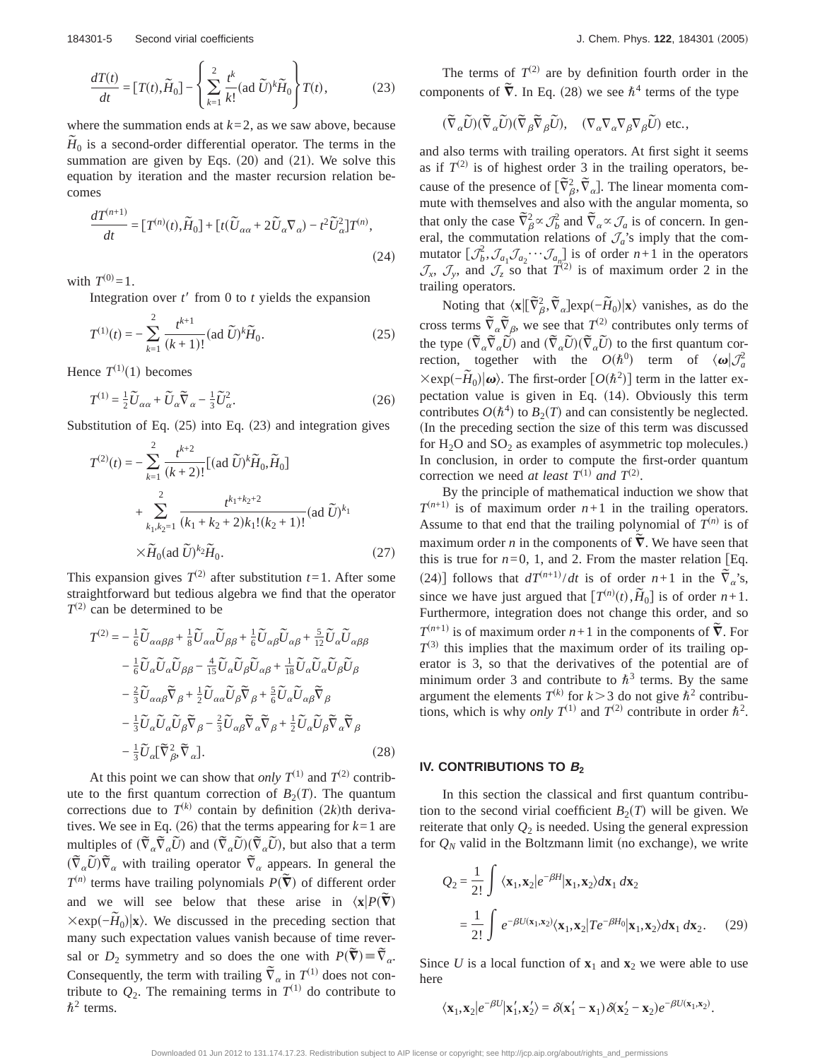$$\frac{dT(t)}{dt} = [T(t), \tilde{H}_0] - \left\{ \sum_{k=1}^{2} \frac{t^k}{k!} (\text{ad } \tilde{U})^k \tilde{H}_0 \right\} T(t), \tag{23}$$

where the summation ends at $k=2$, as we saw above, because $\tilde{H}_0$ is a second-order differential operator. The terms in the summation are given by Eqs. (20) and (21). We solve this equation by iteration and the master recursion relation becomes

$$\frac{dT^{(n+1)}}{dt} = [T^{(n)}(t), \tilde{H}_0] + [t(\tilde{U}_{\alpha\alpha} + 2\tilde{U}_\alpha \tilde{\nabla}_\alpha) - t^2 \tilde{U}_\alpha^2] T^{(n)}, \tag{24}$$

with $T^{(0)}=1$.

Integration over $t'$ from 0 to $t$ yields the expansion

$$T^{(1)}(t) = -\sum_{k=1}^{2} \frac{t^{k+1}}{(k+1)!} (\text{ad } \tilde{U})^k \tilde{H}_0. \tag{25}$$

Hence $T^{(1)}(1)$ becomes

$$T^{(1)} = \tfrac{1}{2}\tilde{U}_{\alpha\alpha} + \tilde{U}_\alpha \tilde{\nabla}_\alpha - \tfrac{1}{3}\tilde{U}_\alpha^2. \tag{26}$$

Substitution of Eq. (25) into Eq. (23) and integration gives

$$\begin{aligned} T^{(2)}(t) = &-\sum_{k=1}^{2} \frac{t^{k+2}}{(k+2)!} [(\text{ad } \tilde{U})^k \tilde{H}_0, \tilde{H}_0] \\ &+ \sum_{k_1,k_2=1}^{2} \frac{t^{k_1+k_2+2}}{(k_1+k_2+2)k_1!(k_2+1)!} (\text{ad } \tilde{U})^{k_1} \\ &\times \tilde{H}_0 (\text{ad } \tilde{U})^{k_2} \tilde{H}_0. \end{aligned} \tag{27}$$

This expansion gives $T^{(2)}$ after substitution $t=1$. After some straightforward but tedious algebra we find that the operator $T^{(2)}$ can be determined to be

$$\begin{aligned} T^{(2)} = &-\tfrac{1}{6}\tilde{U}_{\alpha\alpha\beta\beta} + \tfrac{1}{8}\tilde{U}_{\alpha\alpha}\tilde{U}_{\beta\beta} + \tfrac{1}{6}\tilde{U}_{\alpha\beta}\tilde{U}_{\alpha\beta} + \tfrac{5}{12}\tilde{U}_\alpha \tilde{U}_{\alpha\beta\beta} \\ &- \tfrac{1}{6}\tilde{U}_\alpha \tilde{U}_\alpha \tilde{U}_{\beta\beta} - \tfrac{4}{15}\tilde{U}_\alpha \tilde{U}_\beta \tilde{U}_{\alpha\beta} + \tfrac{1}{18}\tilde{U}_\alpha \tilde{U}_\alpha \tilde{U}_\beta \tilde{U}_\beta \\ &- \tfrac{2}{3}\tilde{U}_{\alpha\alpha\beta}\tilde{\nabla}_\beta + \tfrac{1}{2}\tilde{U}_{\alpha\alpha}\tilde{U}_\beta \tilde{\nabla}_\beta + \tfrac{5}{6}\tilde{U}_\alpha \tilde{U}_{\alpha\beta}\tilde{\nabla}_\beta \\ &- \tfrac{1}{3}\tilde{U}_\alpha \tilde{U}_\alpha \tilde{U}_\beta \tilde{\nabla}_\beta - \tfrac{2}{3}\tilde{U}_{\alpha\beta}\tilde{\nabla}_\alpha \tilde{\nabla}_\beta + \tfrac{1}{2}\tilde{U}_\alpha \tilde{U}_\beta \tilde{\nabla}_\alpha \tilde{\nabla}_\beta \\ &- \tfrac{1}{3}\tilde{U}_\alpha [\tilde{\nabla}_\beta^2, \tilde{\nabla}_\alpha]. \end{aligned} \tag{28}$$

At this point we can show that *only* $T^{(1)}$ and $T^{(2)}$ contribute to the first quantum correction of $B_2(T)$. The quantum corrections due to $T^{(k)}$ contain by definition $(2k)$th derivatives. We see in Eq. (26) that the terms appearing for $k=1$ are multiples of $(\tilde{\nabla}_\alpha \tilde{\nabla}_\alpha \tilde{U})$ and $(\tilde{\nabla}_\alpha \tilde{U})(\tilde{\nabla}_\alpha \tilde{U})$, but also that a term $(\tilde{\nabla}_\alpha \tilde{U})\tilde{\nabla}_\alpha$ with trailing operator $\tilde{\nabla}_\alpha$ appears. In general the $T^{(n)}$ terms have trailing polynomials $P(\tilde{\boldsymbol{\nabla}})$ of different order and we will see below that these arise in $\langle \mathbf{x} | P(\tilde{\boldsymbol{\nabla}}) \times \exp(-\tilde{H}_0) | \mathbf{x} \rangle$. We discussed in the preceding section that many such expectation values vanish because of time reversal or $D_2$ symmetry and so does the one with $P(\tilde{\boldsymbol{\nabla}}) \equiv \tilde{\nabla}_\alpha$. Consequently, the term with trailing $\tilde{\nabla}_\alpha$ in $T^{(1)}$ does not contribute to $Q_2$. The remaining terms in $T^{(1)}$ do contribute to $\hbar^2$ terms.

The terms of $T^{(2)}$ are by definition fourth order in the components of $\tilde{\boldsymbol{\nabla}}$. In Eq. (28) we see $\hbar^4$ terms of the type

$$(\tilde{\nabla}_\alpha \tilde{U})(\tilde{\nabla}_\alpha \tilde{U})(\tilde{\nabla}_\beta \tilde{\nabla}_\beta \tilde{U}), \quad (\nabla_\alpha \nabla_\alpha \nabla_\beta \nabla_\beta \tilde{U}) \text{ etc.},$$

and also terms with trailing operators. At first sight it seems as if $T^{(2)}$ is of highest order 3 in the trailing operators, because of the presence of $[\tilde{\nabla}_\beta^2, \tilde{\nabla}_\alpha]$. The linear momenta commute with themselves and also with the angular momenta, so that only the case $\tilde{\nabla}_\beta^2 \propto \mathcal{J}_b^2$ and $\tilde{\nabla}_\alpha \propto \mathcal{J}_a$ is of concern. In general, the commutation relations of $\mathcal{J}_a$'s imply that the commutator $[\mathcal{J}_b^2, \mathcal{J}_{a_1}\mathcal{J}_{a_2}\cdots\mathcal{J}_{a_n}]$ is of order $n+1$ in the operators $\mathcal{J}_x$, $\mathcal{J}_y$, and $\mathcal{J}_z$ so that $T^{(2)}$ is of maximum order 2 in the trailing operators.

Noting that $\langle \mathbf{x} | [\tilde{\nabla}_\beta^2, \tilde{\nabla}_\alpha] \exp(-\tilde{H}_0) | \mathbf{x} \rangle$ vanishes, as do the cross terms $\tilde{\nabla}_\alpha \tilde{\nabla}_\beta$, we see that $T^{(2)}$ contributes only terms of the type $(\tilde{\nabla}_\alpha \tilde{\nabla}_\alpha \tilde{U})$ and $(\tilde{\nabla}_\alpha \tilde{U})(\tilde{\nabla}_\alpha \tilde{U})$ to the first quantum correction, together with the $O(\hbar^0)$ term of $\langle \boldsymbol{\omega} | \mathcal{J}_a^2 \times \exp(-\tilde{H}_0) | \boldsymbol{\omega} \rangle$. The first-order $[O(\hbar^2)]$ term in the latter expectation value is given in Eq. (14). Obviously this term contributes $O(\hbar^4)$ to $B_2(T)$ and can consistently be neglected. (In the preceding section the size of this term was discussed for $H_2O$ and $SO_2$ as examples of asymmetric top molecules.) In conclusion, in order to compute the first-order quantum correction we need *at least* $T^{(1)}$ *and* $T^{(2)}$.

By the principle of mathematical induction we show that $T^{(n+1)}$ is of maximum order $n+1$ in the trailing operators. Assume to that end that the trailing polynomial of $T^{(n)}$ is of maximum order $n$ in the components of $\tilde{\boldsymbol{\nabla}}$. We have seen that this is true for $n=0$, 1, and 2. From the master relation [Eq. (24)] follows that $dT^{(n+1)}/dt$ is of order $n+1$ in the $\tilde{\nabla}_\alpha$'s, since we have just argued that $[T^{(n)}(t), \tilde{H}_0]$ is of order $n+1$. Furthermore, integration does not change this order, and so $T^{(n+1)}$ is of maximum order $n+1$ in the components of $\tilde{\boldsymbol{\nabla}}$. For $T^{(3)}$ this implies that the maximum order of its trailing operator is 3, so that the derivatives of the potential are of minimum order 3 and contribute to $\hbar^3$ terms. By the same argument the elements $T^{(k)}$ for $k>3$ do not give $\hbar^2$ contributions, which is why *only* $T^{(1)}$ and $T^{(2)}$ contribute in order $\hbar^2$.

## IV. CONTRIBUTIONS TO $B_2$

In this section the classical and first quantum contribution to the second virial coefficient $B_2(T)$ will be given. We reiterate that only $Q_2$ is needed. Using the general expression for $Q_N$ valid in the Boltzmann limit (no exchange), we write

$$\begin{aligned} Q_2 &= \frac{1}{2!} \int \langle \mathbf{x}_1, \mathbf{x}_2 | e^{-\beta H} | \mathbf{x}_1, \mathbf{x}_2 \rangle d\mathbf{x}_1 \, d\mathbf{x}_2 \\ &= \frac{1}{2!} \int e^{-\beta U(\mathbf{x}_1, \mathbf{x}_2)} \langle \mathbf{x}_1, \mathbf{x}_2 | T e^{-\beta H_0} | \mathbf{x}_1, \mathbf{x}_2 \rangle d\mathbf{x}_1 \, d\mathbf{x}_2. \end{aligned} \tag{29}$$

Since $U$ is a local function of $\mathbf{x}_1$ and $\mathbf{x}_2$ we were able to use here

$$\langle \mathbf{x}_1, \mathbf{x}_2 | e^{-\beta U} | \mathbf{x}_1', \mathbf{x}_2' \rangle = \delta(\mathbf{x}_1' - \mathbf{x}_1) \delta(\mathbf{x}_2' - \mathbf{x}_2) e^{-\beta U(\mathbf{x}_1, \mathbf{x}_2)}.$$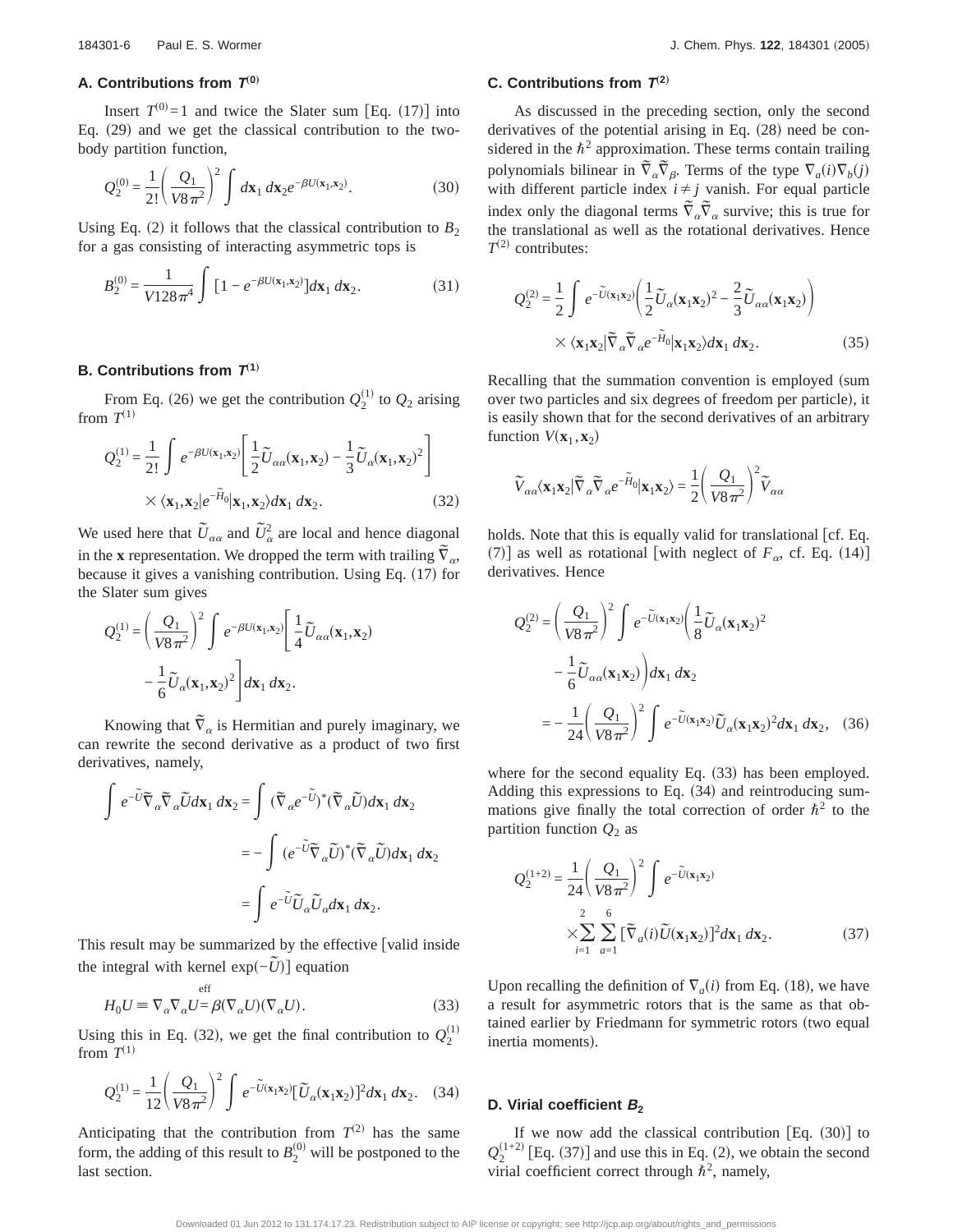### A. Contributions from $T^{(0)}$

Insert $T^{(0)}=1$ and twice the Slater sum [Eq. (17)] into Eq. (29) and we get the classical contribution to the two-body partition function,

$$Q_2^{(0)} = \frac{1}{2!}\left(\frac{Q_1}{V8\pi^2}\right)^2 \int d\mathbf{x}_1\, d\mathbf{x}_2 e^{-\beta U(\mathbf{x}_1,\mathbf{x}_2)}. \tag{30}$$

Using Eq. (2) it follows that the classical contribution to $B_2$ for a gas consisting of interacting asymmetric tops is

$$B_2^{(0)} = \frac{1}{V128\pi^4}\int [1-e^{-\beta U(\mathbf{x}_1,\mathbf{x}_2)}] d\mathbf{x}_1\, d\mathbf{x}_2. \tag{31}$$

### B. Contributions from $T^{(1)}$

From Eq. (26) we get the contribution $Q_2^{(1)}$ to $Q_2$ arising from $T^{(1)}$

$$Q_2^{(1)} = \frac{1}{2!}\int e^{-\beta U(\mathbf{x}_1,\mathbf{x}_2)}\left[\frac{1}{2}\tilde{U}_{\alpha\alpha}(\mathbf{x}_1,\mathbf{x}_2) - \frac{1}{3}\tilde{U}_{\alpha}(\mathbf{x}_1,\mathbf{x}_2)^2\right] \times \langle \mathbf{x}_1,\mathbf{x}_2|e^{-\tilde{H}_0}|\mathbf{x}_1,\mathbf{x}_2\rangle d\mathbf{x}_1\, d\mathbf{x}_2. \tag{32}$$

We used here that $\tilde{U}_{\alpha\alpha}$ and $\tilde{U}_\alpha^2$ are local and hence diagonal in the $\mathbf{x}$ representation. We dropped the term with trailing $\tilde{\nabla}_\alpha$, because it gives a vanishing contribution. Using Eq. (17) for the Slater sum gives

$$Q_2^{(1)} = \left(\frac{Q_1}{V8\pi^2}\right)^2 \int e^{-\beta U(\mathbf{x}_1,\mathbf{x}_2)}\left[\frac{1}{4}\tilde{U}_{\alpha\alpha}(\mathbf{x}_1,\mathbf{x}_2) - \frac{1}{6}\tilde{U}_{\alpha}(\mathbf{x}_1,\mathbf{x}_2)^2\right] d\mathbf{x}_1\, d\mathbf{x}_2.$$

Knowing that $\tilde{\nabla}_\alpha$ is Hermitian and purely imaginary, we can rewrite the second derivative as a product of two first derivatives, namely,

$$\begin{aligned}\int e^{-\tilde{U}}\tilde{\nabla}_\alpha\tilde{\nabla}_\alpha\tilde{U} d\mathbf{x}_1\, d\mathbf{x}_2 &= \int (\tilde{\nabla}_\alpha e^{-\tilde{U}})^*(\tilde{\nabla}_\alpha\tilde{U}) d\mathbf{x}_1\, d\mathbf{x}_2 \\ &= -\int (e^{-\tilde{U}}\tilde{\nabla}_\alpha\tilde{U})^*(\tilde{\nabla}_\alpha\tilde{U}) d\mathbf{x}_1\, d\mathbf{x}_2 \\ &= \int e^{-\tilde{U}}\tilde{U}_\alpha\tilde{U}_\alpha d\mathbf{x}_1\, d\mathbf{x}_2.\end{aligned}$$

This result may be summarized by the effective [valid inside the integral with kernel $\exp(-\tilde{U})$] equation

$$H_0 U \equiv \nabla_\alpha\nabla_\alpha U \overset{\text{eff}}{=} \beta(\nabla_\alpha U)(\nabla_\alpha U). \tag{33}$$

Using this in Eq. (32), we get the final contribution to $Q_2^{(1)}$ from $T^{(1)}$

$$Q_2^{(1)} = \frac{1}{12}\left(\frac{Q_1}{V8\pi^2}\right)^2 \int e^{-\tilde{U}(\mathbf{x}_1\mathbf{x}_2)}[\tilde{U}_\alpha(\mathbf{x}_1\mathbf{x}_2)]^2 d\mathbf{x}_1\, d\mathbf{x}_2. \tag{34}$$

Anticipating that the contribution from $T^{(2)}$ has the same form, the adding of this result to $B_2^{(0)}$ will be postponed to the last section.

### C. Contributions from $T^{(2)}$

As discussed in the preceding section, only the second derivatives of the potential arising in Eq. (28) need be considered in the $\hbar^2$ approximation. These terms contain trailing polynomials bilinear in $\tilde{\nabla}_\alpha\tilde{\nabla}_\beta$. Terms of the type $\nabla_a(i)\nabla_b(j)$ with different particle index $i\neq j$ vanish. For equal particle index only the diagonal terms $\tilde{\nabla}_\alpha\tilde{\nabla}_\alpha$ survive; this is true for the translational as well as the rotational derivatives. Hence $T^{(2)}$ contributes:

$$Q_2^{(2)} = \frac{1}{2}\int e^{-\tilde{U}(\mathbf{x}_1\mathbf{x}_2)}\left(\frac{1}{2}\tilde{U}_\alpha(\mathbf{x}_1\mathbf{x}_2)^2 - \frac{2}{3}\tilde{U}_{\alpha\alpha}(\mathbf{x}_1\mathbf{x}_2)\right) \times \langle \mathbf{x}_1\mathbf{x}_2|\tilde{\nabla}_\alpha\tilde{\nabla}_\alpha e^{-\tilde{H}_0}|\mathbf{x}_1\mathbf{x}_2\rangle d\mathbf{x}_1\, d\mathbf{x}_2. \tag{35}$$

Recalling that the summation convention is employed (sum over two particles and six degrees of freedom per particle), it is easily shown that for the second derivatives of an arbitrary function $V(\mathbf{x}_1,\mathbf{x}_2)$

$$\tilde{V}_{\alpha\alpha}\langle \mathbf{x}_1\mathbf{x}_2|\tilde{\nabla}_\alpha\tilde{\nabla}_\alpha e^{-\tilde{H}_0}|\mathbf{x}_1\mathbf{x}_2\rangle = \frac{1}{2}\left(\frac{Q_1}{V8\pi^2}\right)^2\tilde{V}_{\alpha\alpha}$$

holds. Note that this is equally valid for translational [cf. Eq. (7)] as well as rotational [with neglect of $F_\alpha$, cf. Eq. (14)] derivatives. Hence

$$\begin{aligned}Q_2^{(2)} &= \left(\frac{Q_1}{V8\pi^2}\right)^2 \int e^{-\tilde{U}(\mathbf{x}_1\mathbf{x}_2)}\left(\frac{1}{8}\tilde{U}_\alpha(\mathbf{x}_1\mathbf{x}_2)^2 - \frac{1}{6}\tilde{U}_{\alpha\alpha}(\mathbf{x}_1\mathbf{x}_2)\right) d\mathbf{x}_1\, d\mathbf{x}_2 \\ &= -\frac{1}{24}\left(\frac{Q_1}{V8\pi^2}\right)^2 \int e^{-\tilde{U}(\mathbf{x}_1\mathbf{x}_2)}\tilde{U}_\alpha(\mathbf{x}_1\mathbf{x}_2)^2 d\mathbf{x}_1\, d\mathbf{x}_2,\end{aligned} \tag{36}$$

where for the second equality Eq. (33) has been employed. Adding this expressions to Eq. (34) and reintroducing summations give finally the total correction of order $\hbar^2$ to the partition function $Q_2$ as

$$Q_2^{(1+2)} = \frac{1}{24}\left(\frac{Q_1}{V8\pi^2}\right)^2 \int e^{-\tilde{U}(\mathbf{x}_1\mathbf{x}_2)} \times \sum_{i=1}^{2}\sum_{a=1}^{6}[\tilde{\nabla}_a(i)\tilde{U}(\mathbf{x}_1\mathbf{x}_2)]^2 d\mathbf{x}_1\, d\mathbf{x}_2. \tag{37}$$

Upon recalling the definition of $\nabla_a(i)$ from Eq. (18), we have a result for asymmetric rotors that is the same as that obtained earlier by Friedmann for symmetric rotors (two equal inertia moments).

### D. Virial coefficient $B_2$

If we now add the classical contribution [Eq. (30)] to $Q_2^{(1+2)}$ [Eq. (37)] and use this in Eq. (2), we obtain the second virial coefficient correct through $\hbar^2$, namely,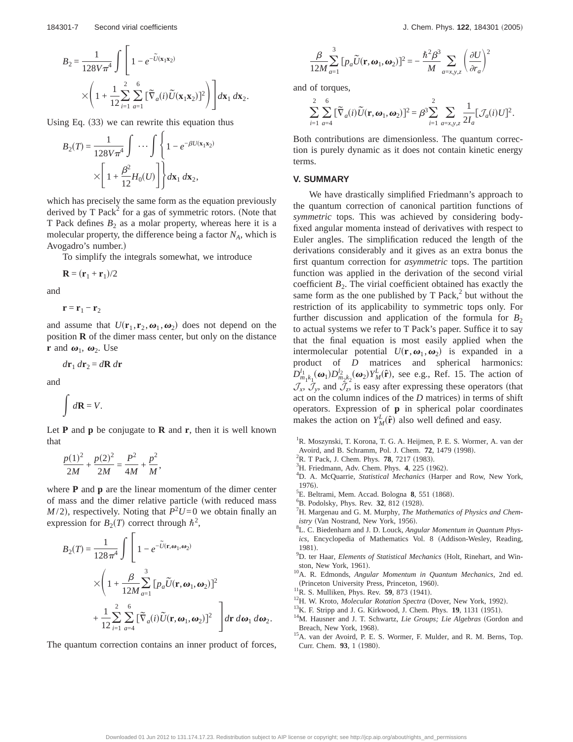$$B_2 = \frac{1}{128V\pi^4} \int \left[ 1 - e^{-\tilde{U}(\mathbf{x}_1\mathbf{x}_2)} \times \left( 1 + \frac{1}{12}\sum_{i=1}^{2}\sum_{a=1}^{6} [\tilde{\nabla}_a(i)\tilde{U}(\mathbf{x}_1\mathbf{x}_2)]^2 \right) \right] d\mathbf{x}_1\, d\mathbf{x}_2.$$

Using Eq. (33) we can rewrite this equation thus

$$B_2(T) = \frac{1}{128V\pi^4} \int \cdots \int \left\{ 1 - e^{-\beta U(\mathbf{x}_1\mathbf{x}_2)} \times \left[ 1 + \frac{\beta^2}{12} H_0(U) \right] \right\} d\mathbf{x}_1\, d\mathbf{x}_2,$$

which has precisely the same form as the equation previously derived by T Pack[2] for a gas of symmetric rotors. (Note that T Pack defines $B_2$ as a molar property, whereas here it is a molecular property, the difference being a factor $N_A$, which is Avogadro's number.)

To simplify the integrals somewhat, we introduce

$$\mathbf{R} = (\mathbf{r}_1 + \mathbf{r}_1)/2$$

and

$$\mathbf{r} = \mathbf{r}_1 - \mathbf{r}_2$$

and assume that $U(\mathbf{r}_1, \mathbf{r}_2, \boldsymbol{\omega}_1, \boldsymbol{\omega}_2)$ does not depend on the position $\mathbf{R}$ of the dimer mass center, but only on the distance $\mathbf{r}$ and $\boldsymbol{\omega}_1$, $\boldsymbol{\omega}_2$. Use

$$d\mathbf{r}_1\, d\mathbf{r}_2 = d\mathbf{R}\, d\mathbf{r}$$

and

$$\int d\mathbf{R} = V.$$

Let $\mathbf{P}$ and $\mathbf{p}$ be conjugate to $\mathbf{R}$ and $\mathbf{r}$, then it is well known that

$$\frac{p(1)^2}{2M} + \frac{p(2)^2}{2M} = \frac{P^2}{4M} + \frac{p^2}{M},$$

where $\mathbf{P}$ and $\mathbf{p}$ are the linear momentum of the dimer center of mass and the dimer relative particle (with reduced mass $M/2$), respectively. Noting that $P^2U=0$ we obtain finally an expression for $B_2(T)$ correct through $\hbar^2$,

$$B_2(T) = \frac{1}{128\pi^4} \int \left[ 1 - e^{-\tilde{U}(\mathbf{r},\boldsymbol{\omega}_1,\boldsymbol{\omega}_2)} \times \left( 1 + \frac{\beta}{12M}\sum_{a=1}^{3} [p_a\tilde{U}(\mathbf{r},\boldsymbol{\omega}_1,\boldsymbol{\omega}_2)]^2 + \frac{1}{12}\sum_{i=1}^{2}\sum_{a=4}^{6} [\tilde{\nabla}_a(i)\tilde{U}(\mathbf{r},\boldsymbol{\omega}_1,\boldsymbol{\omega}_2)]^2 \right) \right] d\mathbf{r}\, d\boldsymbol{\omega}_1\, d\boldsymbol{\omega}_2.$$

The quantum correction contains an inner product of forces,

$$\frac{\beta}{12M}\sum_{a=1}^{3} [p_a\tilde{U}(\mathbf{r},\boldsymbol{\omega}_1,\boldsymbol{\omega}_2)]^2 = -\frac{\hbar^2\beta^3}{M}\sum_{a=x,y,z}\left(\frac{\partial U}{\partial r_a}\right)^2$$

and of torques,

$$\sum_{i=1}^{2}\sum_{a=4}^{6} [\tilde{\nabla}_a(i)\tilde{U}(\mathbf{r},\boldsymbol{\omega}_1,\boldsymbol{\omega}_2)]^2 = \beta^3\sum_{i=1}^{2}\sum_{a=x,y,z}\frac{1}{2I_a}[\mathcal{J}_a(i)U]^2.$$

Both contributions are dimensionless. The quantum correction is purely dynamic as it does not contain kinetic energy terms.

## V. SUMMARY

We have drastically simplified Friedmann's approach to the quantum correction of canonical partition functions of *symmetric* tops. This was achieved by considering body-fixed angular momenta instead of derivatives with respect to Euler angles. The simplification reduced the length of the derivations considerably and it gives as an extra bonus the first quantum correction for *asymmetric* tops. The partition function was applied in the derivation of the second virial coefficient $B_2$. The virial coefficient obtained has exactly the same form as the one published by T Pack,[2] but without the restriction of its applicability to symmetric tops only. For further discussion and application of the formula for $B_2$ to actual systems we refer to T Pack's paper. Suffice it to say that the final equation is most easily applied when the intermolecular potential $U(\mathbf{r},\boldsymbol{\omega}_1,\boldsymbol{\omega}_2)$ is expanded in a product of $D$ matrices and spherical harmonics: $D^{l_1}_{m_1k_1}(\boldsymbol{\omega}_1)D^{l_2}_{m_2k_2}(\boldsymbol{\omega}_2)Y^L_M(\hat{\mathbf{r}})$, see e.g., Ref. 15. The action of $\mathcal{J}_x$, $\mathcal{J}_y$, and $\mathcal{J}_z$ is easy after expressing these operators (that act on the column indices of the $D$ matrices) in terms of shift operators. Expression of $\mathbf{p}$ in spherical polar coordinates makes the action on $Y^L_M(\hat{\mathbf{r}})$ also well defined and easy.

[1] R. Moszynski, T. Korona, T. G. A. Heijmen, P. E. S. Wormer, A. van der Avoird, and B. Schramm, Pol. J. Chem. **72**, 1479 (1998).
[2] R. T Pack, J. Chem. Phys. **78**, 7217 (1983).
[3] H. Friedmann, Adv. Chem. Phys. **4**, 225 (1962).
[4] D. A. McQuarrie, *Statistical Mechanics* (Harper and Row, New York, 1976).
[5] E. Beltrami, Mem. Accad. Bologna **8**, 551 (1868).
[6] B. Podolsky, Phys. Rev. **32**, 812 (1928).
[7] H. Margenau and G. M. Murphy, *The Mathematics of Physics and Chemistry* (Van Nostrand, New York, 1956).
[8] L. C. Biedenharn and J. D. Louck, *Angular Momentum in Quantum Physics*, Encyclopedia of Mathematics Vol. 8 (Addison-Wesley, Reading, 1981).
[9] D. ter Haar, *Elements of Statistical Mechanics* (Holt, Rinehart, and Winston, New York, 1961).
[10] A. R. Edmonds, *Angular Momentum in Quantum Mechanics*, 2nd ed. (Princeton University Press, Princeton, 1960).
[11] R. S. Mulliken, Phys. Rev. **59**, 873 (1941).
[12] H. W. Kroto, *Molecular Rotation Spectra* (Dover, New York, 1992).
[13] K. F. Stripp and J. G. Kirkwood, J. Chem. Phys. **19**, 1131 (1951).
[14] M. Hausner and J. T. Schwartz, *Lie Groups; Lie Algebras* (Gordon and Breach, New York, 1968).
[15] A. van der Avoird, P. E. S. Wormer, F. Mulder, and R. M. Berns, Top. Curr. Chem. **93**, 1 (1980).